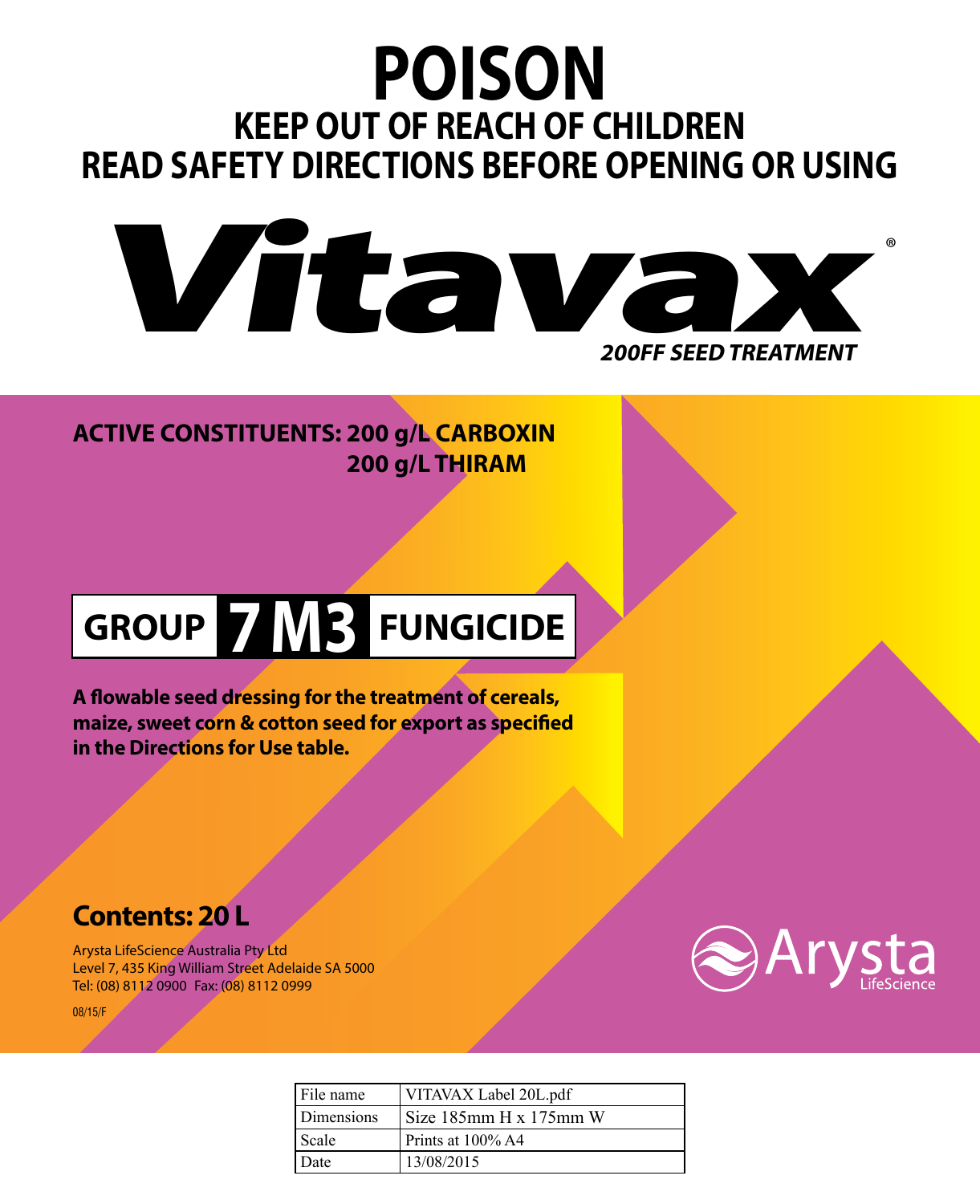# POISON

## KEEP OUT OF REACH OF CHILDREN

## READ SAFETY DIRECTIONS BEFORE OPENING OR USING

# Vitax®

***200FF SEED TREATMENT***

**ACTIVE CONSTITUENTS: 200 g/L CARBOXIN**
**200 g/L THIRAM**

**GROUP 7 M3 FUNGICIDE**

**A flowable seed dressing for the treatment of cereals, maize, sweet corn & cotton seed for export as specified in the Directions for Use table.**

**Contents: 20 L**

Arysta LifeScience Australia Pty Ltd
Level 7, 435 King William Street Adelaide SA 5000
Tel: (08) 8112 0900 Fax: (08) 8112 0999

08/15/F

Arysta LifeScience

| File name | VITAVAX Label 20L.pdf |
|---|---|
| Dimensions | Size 185mm H x 175mm W |
| Scale | Prints at 100% A4 |
| Date | 13/08/2015 |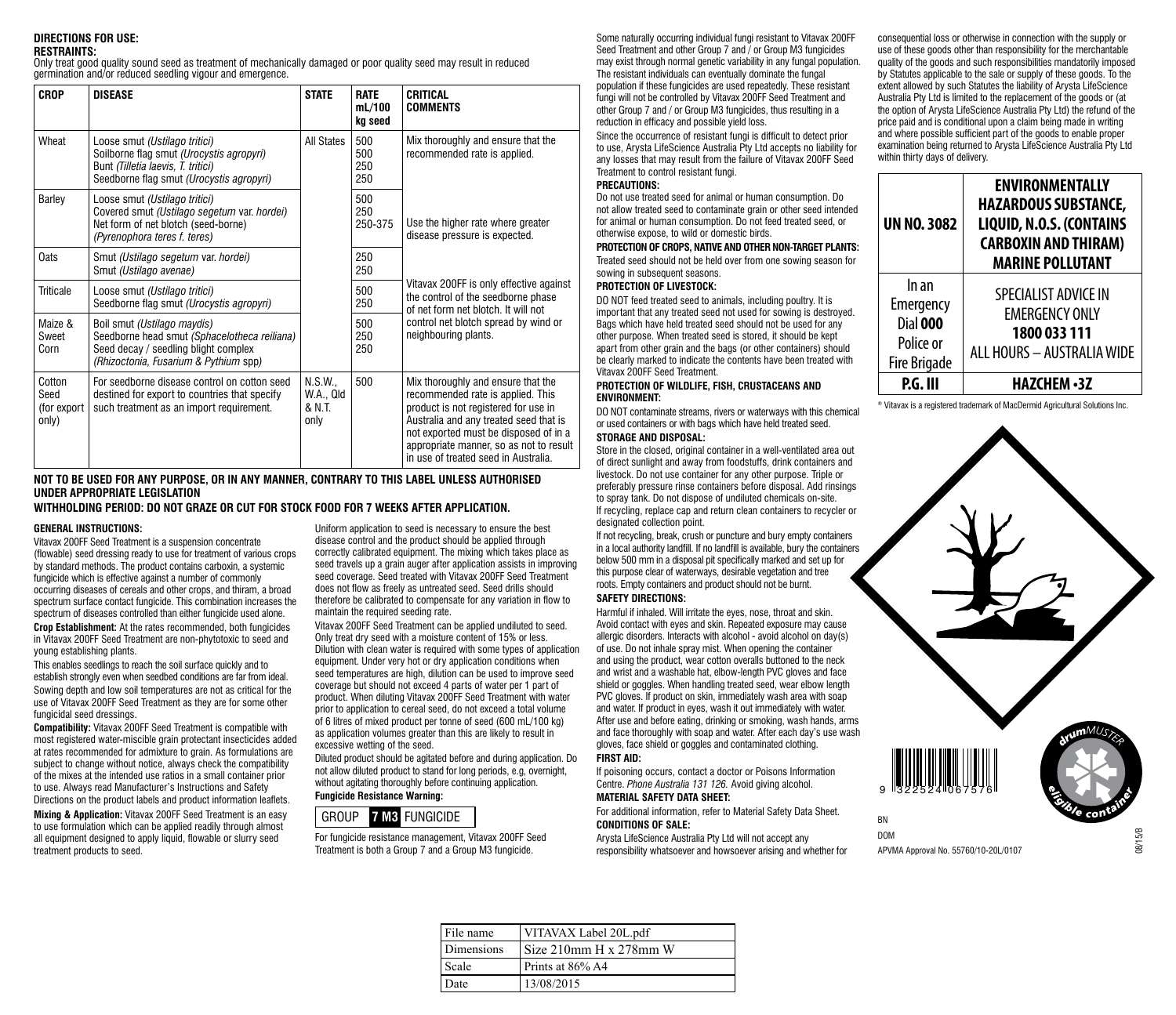**DIRECTIONS FOR USE:**

**RESTRAINTS:**

Only treat good quality sound seed as treatment of mechanically damaged or poor quality seed may result in reduced germination and/or reduced seedling vigour and emergence.

| CROP | DISEASE | STATE | RATE mL/100 kg seed | CRITICAL COMMENTS |
|---|---|---|---|---|
| Wheat | Loose smut *(Ustilago tritici)*<br>Soilborne flag smut *(Urocystis agropyri)*<br>Bunt *(Tilletia laevis, T. tritici)*<br>Seedborne flag smut *(Urocystis agropyri)* | All States | 500<br>500<br>250<br>250 | Mix thoroughly and ensure that the recommended rate is applied. |
| Barley | Loose smut *(Ustilago tritici)*<br>Covered smut *(Ustilago segetum* var. *hordei)*<br>Net form of net blotch (seed-borne) *(Pyrenophora teres f. teres)* | | 500<br>250<br>250-375 | Use the higher rate where greater disease pressure is expected. |
| Oats | Smut *(Ustilago segetum* var. *hordei)*<br>Smut *(Ustilago avenae)* | | 250<br>250 | |
| Triticale | Loose smut *(Ustilago tritici)*<br>Seedborne flag smut *(Urocystis agropyri)* | | 500<br>250 | Vitavax 200FF is only effective against the control of the seedborne phase of net form net blotch. It will not control net blotch spread by wind or neighbouring plants. |
| Maize & Sweet Corn | Boil smut *(Ustilago maydis)*<br>Seedborne head smut *(Sphacelotheca reiliana)*<br>Seed decay / seedling blight complex *(Rhizoctonia, Fusarium & Pythium* spp*)* | | 500<br>250<br>250 | |
| Cotton Seed (for export only) | For seedborne disease control on cotton seed destined for export to countries that specify such treatment as an import requirement. | N.S.W., W.A., Qld & N.T. only | 500 | Mix thoroughly and ensure that the recommended rate is applied. This product is not registered for use in Australia and any treated seed that is not exported must be disposed of in a appropriate manner, so as not to result in use of treated seed in Australia. |

**NOT TO BE USED FOR ANY PURPOSE, OR IN ANY MANNER, CONTRARY TO THIS LABEL UNLESS AUTHORISED UNDER APPROPRIATE LEGISLATION**

**WITHHOLDING PERIOD: DO NOT GRAZE OR CUT FOR STOCK FOOD FOR 7 WEEKS AFTER APPLICATION.**

**GENERAL INSTRUCTIONS:**

Vitavax 200FF Seed Treatment is a suspension concentrate (flowable) seed dressing ready to use for treatment of various crops by standard methods. The product contains carboxin, a systemic fungicide which is effective against a number of commonly occurring diseases of cereals and other crops, and thiram, a broad spectrum surface contact fungicide. This combination increases the spectrum of diseases controlled than either fungicide used alone.

**Crop Establishment:** At the rates recommended, both fungicides in Vitavax 200FF Seed Treatment are non-phytotoxic to seed and young establishing plants.

This enables seedlings to reach the soil surface quickly and to establish strongly even when seedbed conditions are far from ideal. Sowing depth and low soil temperatures are not as critical for the use of Vitavax 200FF Seed Treatment as they are for some other fungicidal seed dressings.

**Compatibility:** Vitavax 200FF Seed Treatment is compatible with most registered water-miscible grain protectant insecticides added at rates recommended for admixture to grain. As formulations are subject to change without notice, always check the compatibility of the mixes at the intended use ratios in a small container prior to use. Always read Manufacturer's Instructions and Safety Directions on the product labels and product information leaflets.

**Mixing & Application:** Vitavax 200FF Seed Treatment is an easy to use formulation which can be applied readily through almost all equipment designed to apply liquid, flowable or slurry seed treatment products to seed.

Uniform application to seed is necessary to ensure the best disease control and the product should be applied through correctly calibrated equipment. The mixing which takes place as seed travels up a grain auger after application assists in improving seed coverage. Seed treated with Vitavax 200FF Seed Treatment does not flow as freely as untreated seed. Seed drills should therefore be calibrated to compensate for any variation in flow to maintain the required seeding rate.

Vitavax 200FF Seed Treatment can be applied undiluted to seed. Only treat dry seed with a moisture content of 15% or less. Dilution with clean water is required with some types of application equipment. Under very hot or dry application conditions when seed temperatures are high, dilution can be used to improve seed coverage but should not exceed 4 parts of water per 1 part of product. When diluting Vitavax 200FF Seed Treatment with water prior to application to cereal seed, do not exceed a total volume of 6 litres of mixed product per tonne of seed (600 mL/100 kg) as application volumes greater than this are likely to result in excessive wetting of the seed.

Diluted product should be agitated before and during application. Do not allow diluted product to stand for long periods, e.g, overnight, without agitating thoroughly before continuing application.

**Fungicide Resistance Warning:**

GROUP **7 M3** FUNGICIDE

For fungicide resistance management, Vitavax 200FF Seed Treatment is both a Group 7 and a Group M3 fungicide.

Some naturally occurring individual fungi resistant to Vitavax 200FF Seed Treatment and other Group 7 and / or Group M3 fungicides may exist through normal genetic variability in any fungal population. The resistant individuals can eventually dominate the fungal population if these fungicides are used repeatedly. These resistant fungi will not be controlled by Vitavax 200FF Seed Treatment and other Group 7 and / or Group M3 fungicides, thus resulting in a reduction in efficacy and possible yield loss.

Since the occurrence of resistant fungi is difficult to detect prior to use, Arysta LifeScience Australia Pty Ltd accepts no liability for any losses that may result from the failure of Vitavax 200FF Seed Treatment to control resistant fungi.

**PRECAUTIONS:**

Do not use treated seed for animal or human consumption. Do not allow treated seed to contaminate grain or other seed intended for animal or human consumption. Do not feed treated seed, or otherwise expose, to wild or domestic birds.

**PROTECTION OF CROPS, NATIVE AND OTHER NON-TARGET PLANTS:**

Treated seed should not be held over from one sowing season for sowing in subsequent seasons.

**PROTECTION OF LIVESTOCK:**

DO NOT feed treated seed to animals, including poultry. It is important that any treated seed not used for sowing is destroyed. Bags which have held treated seed should not be used for any other purpose. When treated seed is stored, it should be kept apart from other grain and the bags (or other containers) should be clearly marked to indicate the contents have been treated with Vitavax 200FF Seed Treatment.

**PROTECTION OF WILDLIFE, FISH, CRUSTACEANS AND ENVIRONMENT:**

DO NOT contaminate streams, rivers or waterways with this chemical or used containers or with bags which have held treated seed.

**STORAGE AND DISPOSAL:**

Store in the closed, original container in a well-ventilated area out of direct sunlight and away from foodstuffs, drink containers and livestock. Do not use container for any other purpose. Triple or preferably pressure rinse containers before disposal. Add rinsings to spray tank. Do not dispose of undiluted chemicals on-site. If recycling, replace cap and return clean containers to recycler or designated collection point.

If not recycling, break, crush or puncture and bury empty containers in a local authority landfill. If no landfill is available, bury the containers below 500 mm in a disposal pit specifically marked and set up for this purpose clear of waterways, desirable vegetation and tree roots. Empty containers and product should not be burnt.

**SAFETY DIRECTIONS:**

Harmful if inhaled. Will irritate the eyes, nose, throat and skin. Avoid contact with eyes and skin. Repeated exposure may cause allergic disorders. Interacts with alcohol - avoid alcohol on day(s) of use. Do not inhale spray mist. When opening the container and using the product, wear cotton overalls buttoned to the neck and wrist and a washable hat, elbow-length PVC gloves and face shield or goggles. When handling treated seed, wear elbow length PVC gloves. If product on skin, immediately wash area with soap and water. If product in eyes, wash it out immediately with water. After use and before eating, drinking or smoking, wash hands, arms and face thoroughly with soap and water. After each day's use wash gloves, face shield or goggles and contaminated clothing.

**FIRST AID:**

If poisoning occurs, contact a doctor or Poisons Information Centre. *Phone Australia 131 126.* Avoid giving alcohol.

**MATERIAL SAFETY DATA SHEET:**

For additional information, refer to Material Safety Data Sheet.

**CONDITIONS OF SALE:**

Arysta LifeScience Australia Pty Ltd will not accept any responsibility whatsoever and howsoever arising and whether for consequential loss or otherwise in connection with the supply or use of these goods other than responsibility for the merchantable quality of the goods and such responsibilities mandatorily imposed by Statutes applicable to the sale or supply of these goods. To the extent allowed by such Statutes the liability of Arysta LifeScience Australia Pty Ltd is limited to the replacement of the goods or (at the option of Arysta LifeScience Australia Pty Ltd) the refund of the price paid and is conditional upon a claim being made in writing and where possible sufficient part of the goods to enable proper examination being returned to Arysta LifeScience Australia Pty Ltd within thirty days of delivery.

| | |
|---|---|
| **UN NO. 3082** | **ENVIRONMENTALLY HAZARDOUS SUBSTANCE, LIQUID, N.O.S. (CONTAINS CARBOXIN AND THIRAM) MARINE POLLUTANT** |
| In an Emergency Dial **000** Police or Fire Brigade | SPECIALIST ADVICE IN EMERGENCY ONLY **1800 033 111** ALL HOURS – AUSTRALIA WIDE |
| **P.G. III** | **HAZCHEM •3Z** |

® Vitavax is a registered trademark of MacDermid Agricultural Solutions Inc.

9 322524 067576

drumMUSTER eligible container

BN

DOM

APVMA Approval No. 55760/10-20L/0107

08/15/B

| | |
|---|---|
| File name | VITAVAX Label 20L.pdf |
| Dimensions | Size 210mm H x 278mm W |
| Scale | Prints at 86% A4 |
| Date | 13/08/2015 |